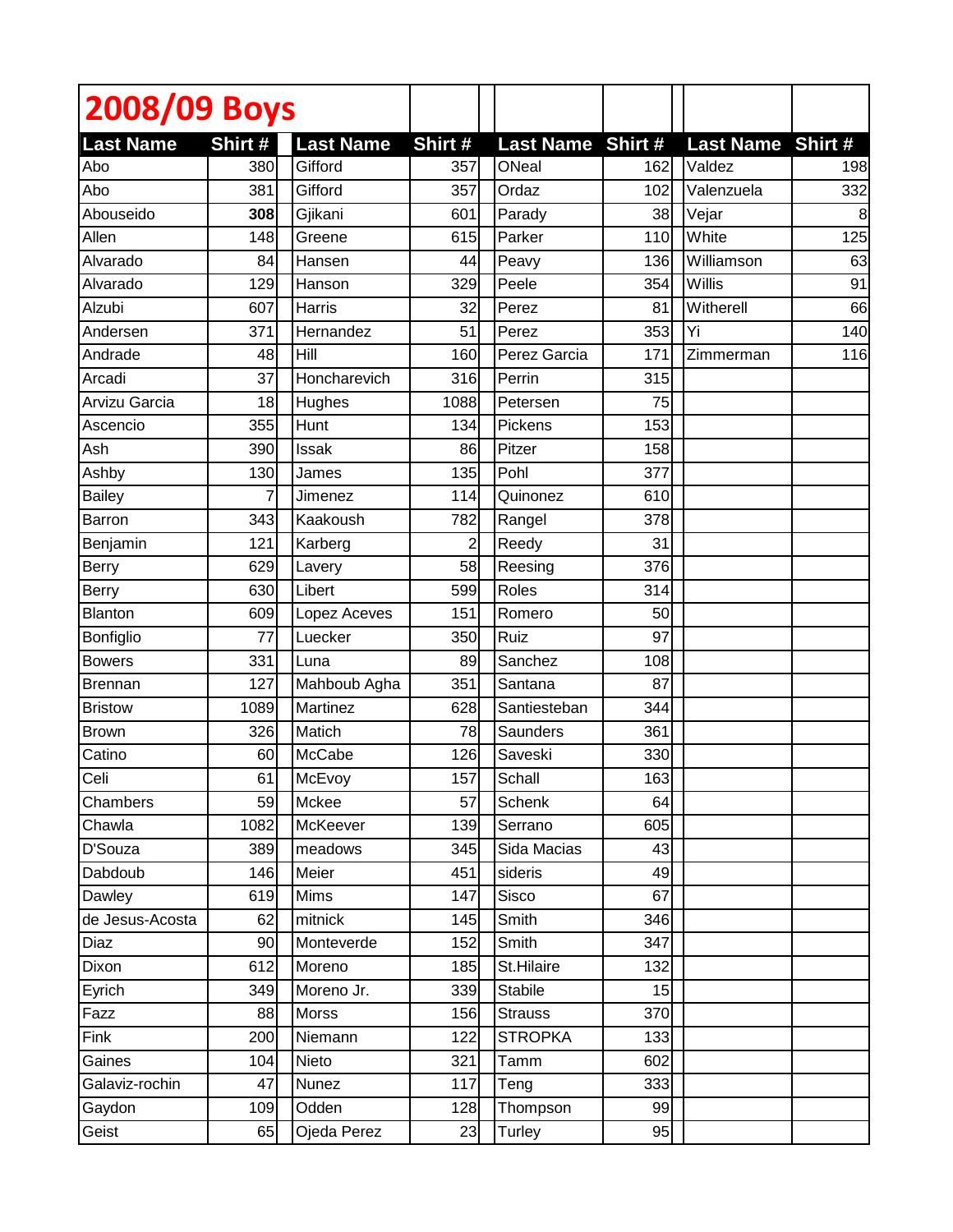# 2008/09 Boys

| Last Name | Shirt # | Last Name | Shirt # | Last Name | Shirt # | Last Name | Shirt # |
|---|---|---|---|---|---|---|---|
| Abo | 380 | Gifford | 357 | ONeal | 162 | Valdez | 198 |
| Abo | 381 | Gifford | 357 | Ordaz | 102 | Valenzuela | 332 |
| Abouseido | **308** | Gjikani | 601 | Parady | 38 | Vejar | 8 |
| Allen | 148 | Greene | 615 | Parker | 110 | White | 125 |
| Alvarado | 84 | Hansen | 44 | Peavy | 136 | Williamson | 63 |
| Alvarado | 129 | Hanson | 329 | Peele | 354 | Willis | 91 |
| Alzubi | 607 | Harris | 32 | Perez | 81 | Witherell | 66 |
| Andersen | 371 | Hernandez | 51 | Perez | 353 | Yi | 140 |
| Andrade | 48 | Hill | 160 | Perez Garcia | 171 | Zimmerman | 116 |
| Arcadi | 37 | Honcharevich | 316 | Perrin | 315 | | |
| Arvizu Garcia | 18 | Hughes | 1088 | Petersen | 75 | | |
| Ascencio | 355 | Hunt | 134 | Pickens | 153 | | |
| Ash | 390 | Issak | 86 | Pitzer | 158 | | |
| Ashby | 130 | James | 135 | Pohl | 377 | | |
| Bailey | 7 | Jimenez | 114 | Quinonez | 610 | | |
| Barron | 343 | Kaakoush | 782 | Rangel | 378 | | |
| Benjamin | 121 | Karberg | 2 | Reedy | 31 | | |
| Berry | 629 | Lavery | 58 | Reesing | 376 | | |
| Berry | 630 | Libert | 599 | Roles | 314 | | |
| Blanton | 609 | Lopez Aceves | 151 | Romero | 50 | | |
| Bonfiglio | 77 | Luecker | 350 | Ruiz | 97 | | |
| Bowers | 331 | Luna | 89 | Sanchez | 108 | | |
| Brennan | 127 | Mahboub Agha | 351 | Santana | 87 | | |
| Bristow | 1089 | Martinez | 628 | Santiesteban | 344 | | |
| Brown | 326 | Matich | 78 | Saunders | 361 | | |
| Catino | 60 | McCabe | 126 | Saveski | 330 | | |
| Celi | 61 | McEvoy | 157 | Schall | 163 | | |
| Chambers | 59 | Mckee | 57 | Schenk | 64 | | |
| Chawla | 1082 | McKeever | 139 | Serrano | 605 | | |
| D'Souza | 389 | meadows | 345 | Sida Macias | 43 | | |
| Dabdoub | 146 | Meier | 451 | sideris | 49 | | |
| Dawley | 619 | Mims | 147 | Sisco | 67 | | |
| de Jesus-Acosta | 62 | mitnick | 145 | Smith | 346 | | |
| Diaz | 90 | Monteverde | 152 | Smith | 347 | | |
| Dixon | 612 | Moreno | 185 | St.Hilaire | 132 | | |
| Eyrich | 349 | Moreno Jr. | 339 | Stabile | 15 | | |
| Fazz | 88 | Morss | 156 | Strauss | 370 | | |
| Fink | 200 | Niemann | 122 | STROPKA | 133 | | |
| Gaines | 104 | Nieto | 321 | Tamm | 602 | | |
| Galaviz-rochin | 47 | Nunez | 117 | Teng | 333 | | |
| Gaydon | 109 | Odden | 128 | Thompson | 99 | | |
| Geist | 65 | Ojeda Perez | 23 | Turley | 95 | | |